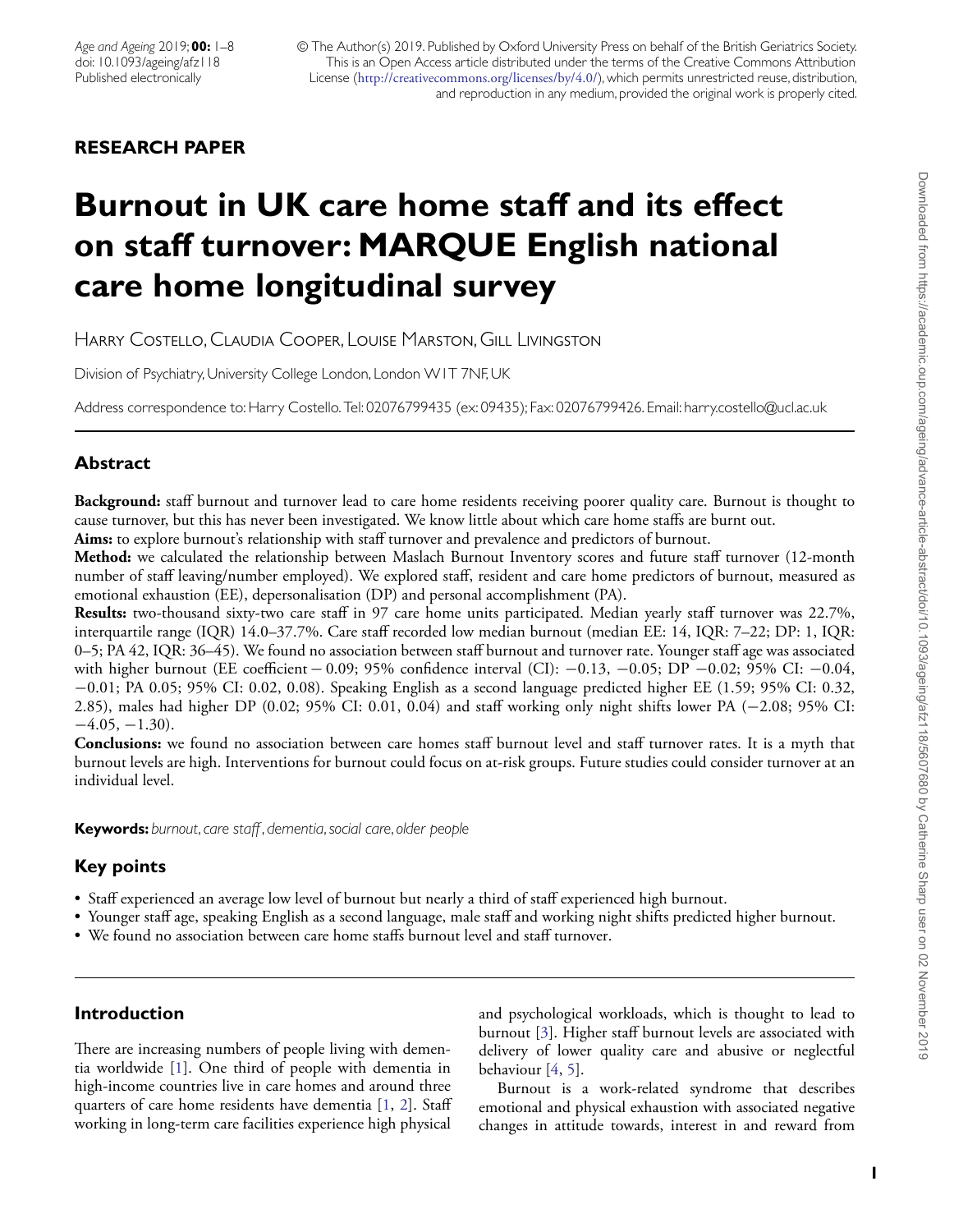RESEARCH PAPER

# Burnout in UK care home staff and its effect on staff turnover: MARQUE English national care home longitudinal survey

Harry Costello, Claudia Cooper, Louise Marston, Gill Livingston

Division of Psychiatry, University College London, London W1T 7NF, UK

Address correspondence to: Harry Costello. Tel: 02076799435 (ex: 09435); Fax: 02076799426. Email: harry.costello@ucl.ac.uk

## Abstract

**Background:** staff burnout and turnover lead to care home residents receiving poorer quality care. Burnout is thought to cause turnover, but this has never been investigated. We know little about which care home staffs are burnt out.

**Aims:** to explore burnout's relationship with staff turnover and prevalence and predictors of burnout.

**Method:** we calculated the relationship between Maslach Burnout Inventory scores and future staff turnover (12-month number of staff leaving/number employed). We explored staff, resident and care home predictors of burnout, measured as emotional exhaustion (EE), depersonalisation (DP) and personal accomplishment (PA).

**Results:** two-thousand sixty-two care staff in 97 care home units participated. Median yearly staff turnover was 22.7%, interquartile range (IQR) 14.0–37.7%. Care staff recorded low median burnout (median EE: 14, IQR: 7–22; DP: 1, IQR: 0–5; PA 42, IQR: 36–45). We found no association between staff burnout and turnover rate. Younger staff age was associated with higher burnout (EE coefficient − 0.09; 95% confidence interval (CI): −0.13, −0.05; DP −0.02; 95% CI: −0.04, −0.01; PA 0.05; 95% CI: 0.02, 0.08). Speaking English as a second language predicted higher EE (1.59; 95% CI: 0.32, 2.85), males had higher DP (0.02; 95% CI: 0.01, 0.04) and staff working only night shifts lower PA (−2.08; 95% CI: −4.05, −1.30).

**Conclusions:** we found no association between care homes staff burnout level and staff turnover rates. It is a myth that burnout levels are high. Interventions for burnout could focus on at-risk groups. Future studies could consider turnover at an individual level.

**Keywords:** *burnout, care staff, dementia, social care, older people*

## Key points

- Staff experienced an average low level of burnout but nearly a third of staff experienced high burnout.
- Younger staff age, speaking English as a second language, male staff and working night shifts predicted higher burnout.
- We found no association between care home staffs burnout level and staff turnover.

## Introduction

There are increasing numbers of people living with dementia worldwide [1]. One third of people with dementia in high-income countries live in care homes and around three quarters of care home residents have dementia [1, 2]. Staff working in long-term care facilities experience high physical and psychological workloads, which is thought to lead to burnout [3]. Higher staff burnout levels are associated with delivery of lower quality care and abusive or neglectful behaviour [4, 5].

Burnout is a work-related syndrome that describes emotional and physical exhaustion with associated negative changes in attitude towards, interest in and reward from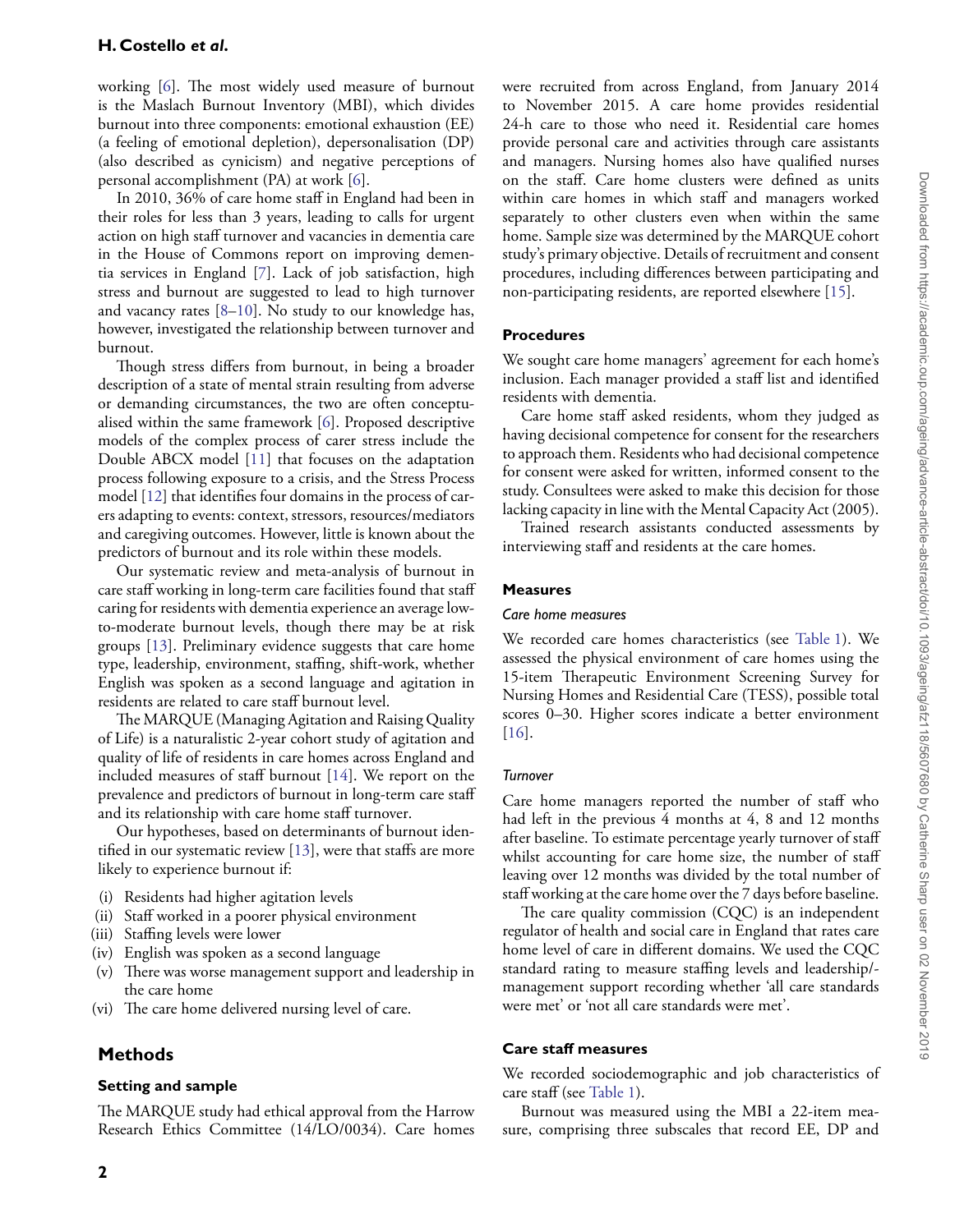working [6]. The most widely used measure of burnout is the Maslach Burnout Inventory (MBI), which divides burnout into three components: emotional exhaustion (EE) (a feeling of emotional depletion), depersonalisation (DP) (also described as cynicism) and negative perceptions of personal accomplishment (PA) at work [6].

In 2010, 36% of care home staff in England had been in their roles for less than 3 years, leading to calls for urgent action on high staff turnover and vacancies in dementia care in the House of Commons report on improving dementia services in England [7]. Lack of job satisfaction, high stress and burnout are suggested to lead to high turnover and vacancy rates [8–10]. No study to our knowledge has, however, investigated the relationship between turnover and burnout.

Though stress differs from burnout, in being a broader description of a state of mental strain resulting from adverse or demanding circumstances, the two are often conceptualised within the same framework [6]. Proposed descriptive models of the complex process of carer stress include the Double ABCX model [11] that focuses on the adaptation process following exposure to a crisis, and the Stress Process model [12] that identifies four domains in the process of carers adapting to events: context, stressors, resources/mediators and caregiving outcomes. However, little is known about the predictors of burnout and its role within these models.

Our systematic review and meta-analysis of burnout in care staff working in long-term care facilities found that staff caring for residents with dementia experience an average low-to-moderate burnout levels, though there may be at risk groups [13]. Preliminary evidence suggests that care home type, leadership, environment, staffing, shift-work, whether English was spoken as a second language and agitation in residents are related to care staff burnout level.

The MARQUE (Managing Agitation and Raising Quality of Life) is a naturalistic 2-year cohort study of agitation and quality of life of residents in care homes across England and included measures of staff burnout [14]. We report on the prevalence and predictors of burnout in long-term care staff and its relationship with care home staff turnover.

Our hypotheses, based on determinants of burnout identified in our systematic review [13], were that staffs are more likely to experience burnout if:

(i) Residents had higher agitation levels
(ii) Staff worked in a poorer physical environment
(iii) Staffing levels were lower
(iv) English was spoken as a second language
(v) There was worse management support and leadership in the care home
(vi) The care home delivered nursing level of care.

## Methods

### Setting and sample

The MARQUE study had ethical approval from the Harrow Research Ethics Committee (14/LO/0034). Care homes were recruited from across England, from January 2014 to November 2015. A care home provides residential 24-h care to those who need it. Residential care homes provide personal care and activities through care assistants and managers. Nursing homes also have qualified nurses on the staff. Care home clusters were defined as units within care homes in which staff and managers worked separately to other clusters even when within the same home. Sample size was determined by the MARQUE cohort study's primary objective. Details of recruitment and consent procedures, including differences between participating and non-participating residents, are reported elsewhere [15].

### Procedures

We sought care home managers' agreement for each home's inclusion. Each manager provided a staff list and identified residents with dementia.

Care home staff asked residents, whom they judged as having decisional competence for consent for the researchers to approach them. Residents who had decisional competence for consent were asked for written, informed consent to the study. Consultees were asked to make this decision for those lacking capacity in line with the Mental Capacity Act (2005).

Trained research assistants conducted assessments by interviewing staff and residents at the care homes.

### Measures

#### *Care home measures*

We recorded care homes characteristics (see Table 1). We assessed the physical environment of care homes using the 15-item Therapeutic Environment Screening Survey for Nursing Homes and Residential Care (TESS), possible total scores 0–30. Higher scores indicate a better environment [16].

#### *Turnover*

Care home managers reported the number of staff who had left in the previous 4 months at 4, 8 and 12 months after baseline. To estimate percentage yearly turnover of staff whilst accounting for care home size, the number of staff leaving over 12 months was divided by the total number of staff working at the care home over the 7 days before baseline.

The care quality commission (CQC) is an independent regulator of health and social care in England that rates care home level of care in different domains. We used the CQC standard rating to measure staffing levels and leadership/-management support recording whether 'all care standards were met' or 'not all care standards were met'.

### Care staff measures

We recorded sociodemographic and job characteristics of care staff (see Table 1).

Burnout was measured using the MBI a 22-item measure, comprising three subscales that record EE, DP and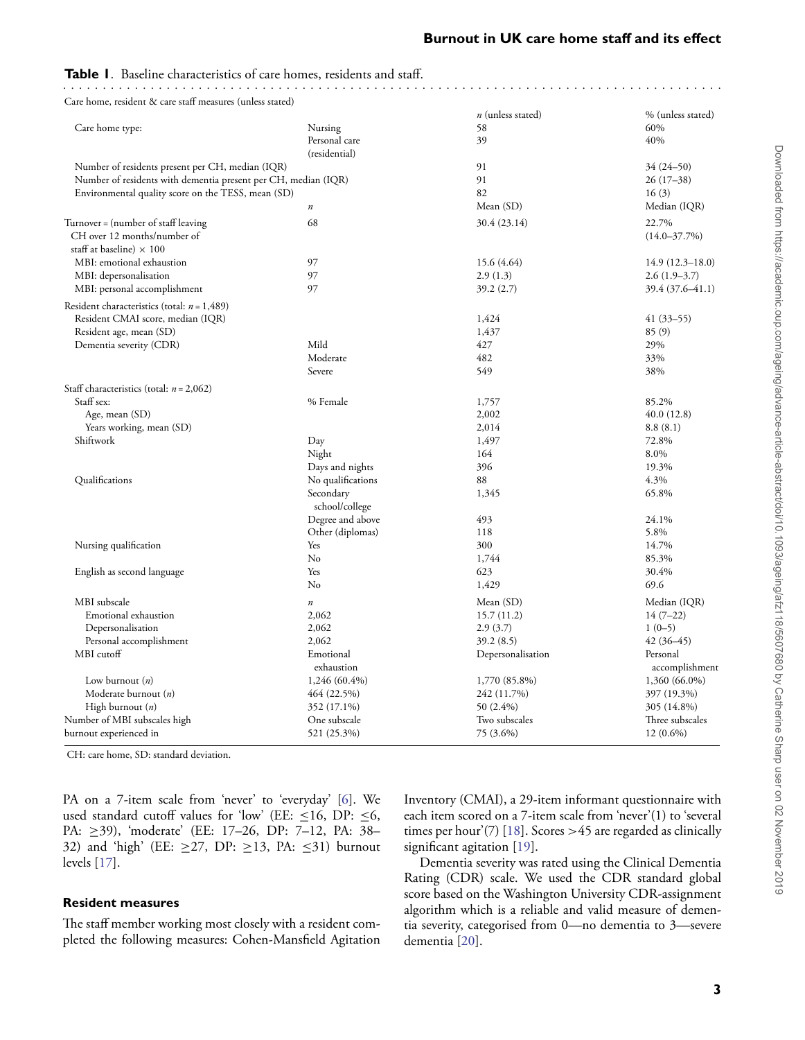**Table 1**. Baseline characteristics of care homes, residents and staff.

| Care home, resident & care staff measures (unless stated) | | | |
|---|---|---|---|
| | | *n* (unless stated) | % (unless stated) |
| Care home type: | Nursing | 58 | 60% |
| | Personal care (residential) | 39 | 40% |
| Number of residents present per CH, median (IQR) | | 91 | 34 (24–50) |
| Number of residents with dementia present per CH, median (IQR) | | 91 | 26 (17–38) |
| Environmental quality score on the TESS, mean (SD) | | 82 | 16 (3) |
| | *n* | Mean (SD) | Median (IQR) |
| Turnover = (number of staff leaving CH over 12 months/number of staff at baseline) × 100 | 68 | 30.4 (23.14) | 22.7% (14.0–37.7%) |
| MBI: emotional exhaustion | 97 | 15.6 (4.64) | 14.9 (12.3–18.0) |
| MBI: depersonalisation | 97 | 2.9 (1.3) | 2.6 (1.9–3.7) |
| MBI: personal accomplishment | 97 | 39.2 (2.7) | 39.4 (37.6–41.1) |
| Resident characteristics (total: *n* = 1,489) | | | |
| Resident CMAI score, median (IQR) | | 1,424 | 41 (33–55) |
| Resident age, mean (SD) | | 1,437 | 85 (9) |
| Dementia severity (CDR) | Mild | 427 | 29% |
| | Moderate | 482 | 33% |
| | Severe | 549 | 38% |
| Staff characteristics (total: *n* = 2,062) | | | |
| Staff sex: | % Female | 1,757 | 85.2% |
| Age, mean (SD) | | 2,002 | 40.0 (12.8) |
| Years working, mean (SD) | | 2,014 | 8.8 (8.1) |
| Shiftwork | Day | 1,497 | 72.8% |
| | Night | 164 | 8.0% |
| | Days and nights | 396 | 19.3% |
| Qualifications | No qualifications | 88 | 4.3% |
| | Secondary school/college | 1,345 | 65.8% |
| | Degree and above | 493 | 24.1% |
| | Other (diplomas) | 118 | 5.8% |
| Nursing qualification | Yes | 300 | 14.7% |
| | No | 1,744 | 85.3% |
| English as second language | Yes | 623 | 30.4% |
| | No | 1,429 | 69.6 |
| MBI subscale | *n* | Mean (SD) | Median (IQR) |
| Emotional exhaustion | 2,062 | 15.7 (11.2) | 14 (7–22) |
| Depersonalisation | 2,062 | 2.9 (3.7) | 1 (0–5) |
| Personal accomplishment | 2,062 | 39.2 (8.5) | 42 (36–45) |
| MBI cutoff | Emotional exhaustion | Depersonalisation | Personal accomplishment |
| Low burnout (*n*) | 1,246 (60.4%) | 1,770 (85.8%) | 1,360 (66.0%) |
| Moderate burnout (*n*) | 464 (22.5%) | 242 (11.7%) | 397 (19.3%) |
| High burnout (*n*) | 352 (17.1%) | 50 (2.4%) | 305 (14.8%) |
| Number of MBI subscales high burnout experienced in | One subscale | Two subscales | Three subscales |
| | 521 (25.3%) | 75 (3.6%) | 12 (0.6%) |

CH: care home, SD: standard deviation.

PA on a 7-item scale from 'never' to 'everyday' [6]. We used standard cutoff values for 'low' (EE: ≤16, DP: ≤6, PA: ≥39), 'moderate' (EE: 17–26, DP: 7–12, PA: 38–32) and 'high' (EE: ≥27, DP: ≥13, PA: ≤31) burnout levels [17].

### Resident measures

The staff member working most closely with a resident completed the following measures: Cohen-Mansfield Agitation Inventory (CMAI), a 29-item informant questionnaire with each item scored on a 7-item scale from 'never'(1) to 'several times per hour'(7) [18]. Scores >45 are regarded as clinically significant agitation [19].

Dementia severity was rated using the Clinical Dementia Rating (CDR) scale. We used the CDR standard global score based on the Washington University CDR-assignment algorithm which is a reliable and valid measure of dementia severity, categorised from 0—no dementia to 3—severe dementia [20].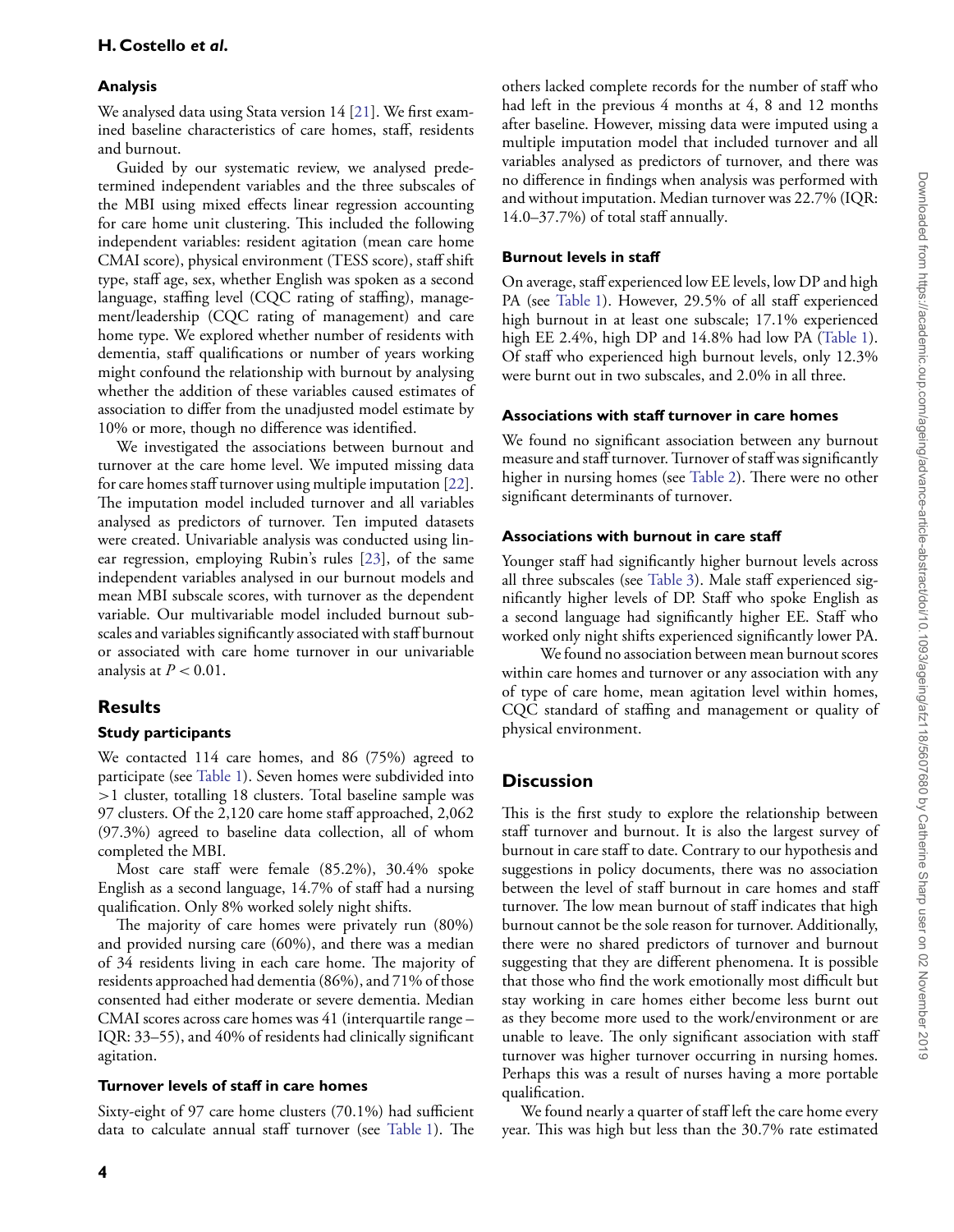### Analysis

We analysed data using Stata version 14 [21]. We first examined baseline characteristics of care homes, staff, residents and burnout.

Guided by our systematic review, we analysed predetermined independent variables and the three subscales of the MBI using mixed effects linear regression accounting for care home unit clustering. This included the following independent variables: resident agitation (mean care home CMAI score), physical environment (TESS score), staff shift type, staff age, sex, whether English was spoken as a second language, staffing level (CQC rating of staffing), management/leadership (CQC rating of management) and care home type. We explored whether number of residents with dementia, staff qualifications or number of years working might confound the relationship with burnout by analysing whether the addition of these variables caused estimates of association to differ from the unadjusted model estimate by 10% or more, though no difference was identified.

We investigated the associations between burnout and turnover at the care home level. We imputed missing data for care homes staff turnover using multiple imputation [22]. The imputation model included turnover and all variables analysed as predictors of turnover. Ten imputed datasets were created. Univariable analysis was conducted using linear regression, employing Rubin's rules [23], of the same independent variables analysed in our burnout models and mean MBI subscale scores, with turnover as the dependent variable. Our multivariable model included burnout subscales and variables significantly associated with staff burnout or associated with care home turnover in our univariable analysis at $P < 0.01$.

## Results

### Study participants

We contacted 114 care homes, and 86 (75%) agreed to participate (see Table 1). Seven homes were subdivided into >1 cluster, totalling 18 clusters. Total baseline sample was 97 clusters. Of the 2,120 care home staff approached, 2,062 (97.3%) agreed to baseline data collection, all of whom completed the MBI.

Most care staff were female (85.2%), 30.4% spoke English as a second language, 14.7% of staff had a nursing qualification. Only 8% worked solely night shifts.

The majority of care homes were privately run (80%) and provided nursing care (60%), and there was a median of 34 residents living in each care home. The majority of residents approached had dementia (86%), and 71% of those consented had either moderate or severe dementia. Median CMAI scores across care homes was 41 (interquartile range – IQR: 33–55), and 40% of residents had clinically significant agitation.

### Turnover levels of staff in care homes

Sixty-eight of 97 care home clusters (70.1%) had sufficient data to calculate annual staff turnover (see Table 1). The others lacked complete records for the number of staff who had left in the previous 4 months at 4, 8 and 12 months after baseline. However, missing data were imputed using a multiple imputation model that included turnover and all variables analysed as predictors of turnover, and there was no difference in findings when analysis was performed with and without imputation. Median turnover was 22.7% (IQR: 14.0–37.7%) of total staff annually.

### Burnout levels in staff

On average, staff experienced low EE levels, low DP and high PA (see Table 1). However, 29.5% of all staff experienced high burnout in at least one subscale; 17.1% experienced high EE 2.4%, high DP and 14.8% had low PA (Table 1). Of staff who experienced high burnout levels, only 12.3% were burnt out in two subscales, and 2.0% in all three.

### Associations with staff turnover in care homes

We found no significant association between any burnout measure and staff turnover. Turnover of staff was significantly higher in nursing homes (see Table 2). There were no other significant determinants of turnover.

### Associations with burnout in care staff

Younger staff had significantly higher burnout levels across all three subscales (see Table 3). Male staff experienced significantly higher levels of DP. Staff who spoke English as a second language had significantly higher EE. Staff who worked only night shifts experienced significantly lower PA.

We found no association between mean burnout scores within care homes and turnover or any association with any of type of care home, mean agitation level within homes, CQC standard of staffing and management or quality of physical environment.

## Discussion

This is the first study to explore the relationship between staff turnover and burnout. It is also the largest survey of burnout in care staff to date. Contrary to our hypothesis and suggestions in policy documents, there was no association between the level of staff burnout in care homes and staff turnover. The low mean burnout of staff indicates that high burnout cannot be the sole reason for turnover. Additionally, there were no shared predictors of turnover and burnout suggesting that they are different phenomena. It is possible that those who find the work emotionally most difficult but stay working in care homes either become less burnt out as they become more used to the work/environment or are unable to leave. The only significant association with staff turnover was higher turnover occurring in nursing homes. Perhaps this was a result of nurses having a more portable qualification.

We found nearly a quarter of staff left the care home every year. This was high but less than the 30.7% rate estimated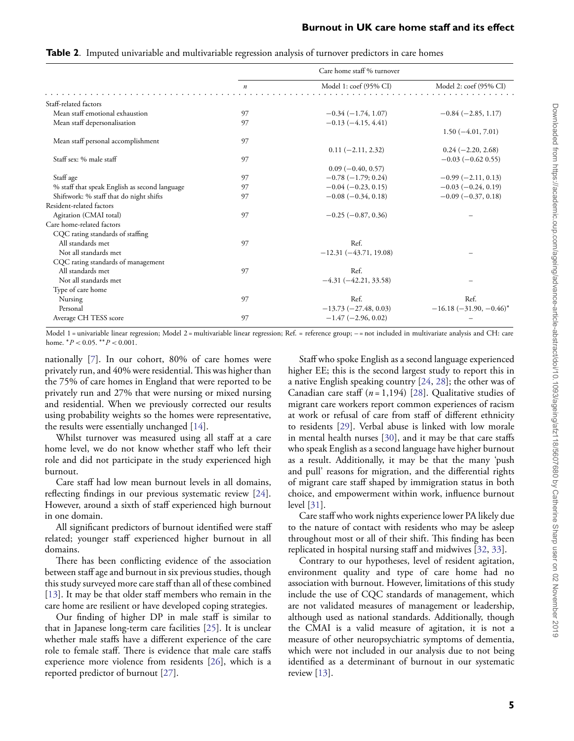**Table 2.** Imputed univariable and multivariable regression analysis of turnover predictors in care homes

| | | Care home staff % turnover | |
|---|---|---|---|
| | *n* | Model 1: coef (95% CI) | Model 2: coef (95% CI) |
| Staff-related factors | | | |
| Mean staff emotional exhaustion | 97 | −0.34 (−1.74, 1.07) | −0.84 (−2.85, 1.17) |
| Mean staff depersonalisation | 97 | −0.13 (−4.15, 4.41) | 1.50 (−4.01, 7.01) |
| Mean staff personal accomplishment | 97 | 0.11 (−2.11, 2.32) | 0.24 (−2.20, 2.68) |
| Staff sex: % male staff | 97 | 0.09 (−0.40, 0.57) | −0.03 (−0.62 0.55) |
| Staff age | 97 | −0.78 (−1.79; 0.24) | −0.99 (−2.11, 0.13) |
| % staff that speak English as second language | 97 | −0.04 (−0.23, 0.15) | −0.03 (−0.24, 0.19) |
| Shiftwork: % staff that do night shifts | 97 | −0.08 (−0.34, 0.18) | −0.09 (−0.37, 0.18) |
| Resident-related factors | | | |
| Agitation (CMAI total) | 97 | −0.25 (−0.87, 0.36) | – |
| Care home-related factors | | | |
| CQC rating standards of staffing | | | |
| All standards met | 97 | Ref. | |
| Not all standards met | | −12.31 (−43.71, 19.08) | – |
| CQC rating standards of management | | | |
| All standards met | 97 | Ref. | |
| Not all standards met | | −4.31 (−42.21, 33.58) | – |
| Type of care home | | | |
| Nursing | 97 | Ref. | Ref. |
| Personal | | −13.73 (−27.48, 0.03) | −16.18 (−31.90, −0.46)* |
| Average CH TESS score | 97 | −1.47 (−2.96, 0.02) | – |

Model 1 = univariable linear regression; Model 2 = multivariable linear regression; Ref. = reference group; – = not included in multivariate analysis and CH: care home. $^{*}P < 0.05$. $^{**}P < 0.001$.

nationally [7]. In our cohort, 80% of care homes were privately run, and 40% were residential. This was higher than the 75% of care homes in England that were reported to be privately run and 27% that were nursing or mixed nursing and residential. When we previously corrected our results using probability weights so the homes were representative, the results were essentially unchanged [14].

Whilst turnover was measured using all staff at a care home level, we do not know whether staff who left their role and did not participate in the study experienced high burnout.

Care staff had low mean burnout levels in all domains, reflecting findings in our previous systematic review [24]. However, around a sixth of staff experienced high burnout in one domain.

All significant predictors of burnout identified were staff related; younger staff experienced higher burnout in all domains.

There has been conflicting evidence of the association between staff age and burnout in six previous studies, though this study surveyed more care staff than all of these combined [13]. It may be that older staff members who remain in the care home are resilient or have developed coping strategies.

Our finding of higher DP in male staff is similar to that in Japanese long-term care facilities [25]. It is unclear whether male staffs have a different experience of the care role to female staff. There is evidence that male care staffs experience more violence from residents [26], which is a reported predictor of burnout [27].

Staff who spoke English as a second language experienced higher EE; this is the second largest study to report this in a native English speaking country [24, 28]; the other was of Canadian care staff ($n = 1{,}194$) [28]. Qualitative studies of migrant care workers report common experiences of racism at work or refusal of care from staff of different ethnicity to residents [29]. Verbal abuse is linked with low morale in mental health nurses [30], and it may be that care staffs who speak English as a second language have higher burnout as a result. Additionally, it may be that the many 'push and pull' reasons for migration, and the differential rights of migrant care staff shaped by immigration status in both choice, and empowerment within work, influence burnout level [31].

Care staff who work nights experience lower PA likely due to the nature of contact with residents who may be asleep throughout most or all of their shift. This finding has been replicated in hospital nursing staff and midwives [32, 33].

Contrary to our hypotheses, level of resident agitation, environment quality and type of care home had no association with burnout. However, limitations of this study include the use of CQC standards of management, which are not validated measures of management or leadership, although used as national standards. Additionally, though the CMAI is a valid measure of agitation, it is not a measure of other neuropsychiatric symptoms of dementia, which were not included in our analysis due to not being identified as a determinant of burnout in our systematic review [13].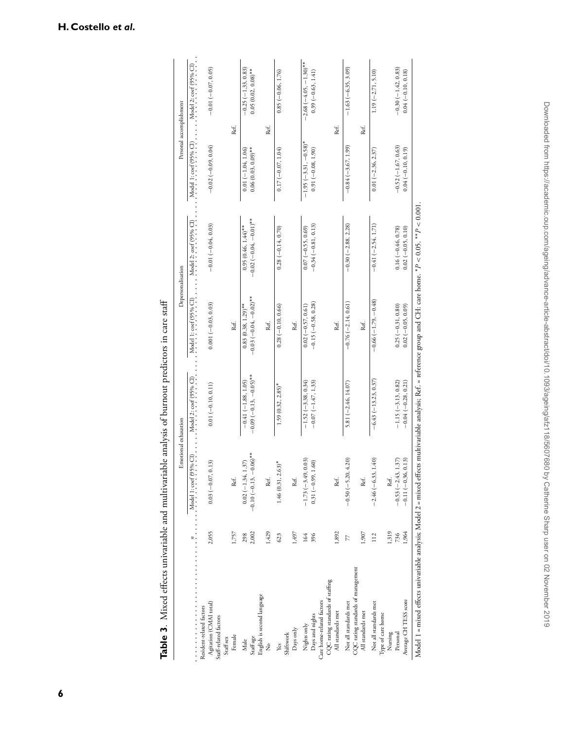**Table 3**. Mixed effects univariable and multivariable analysis of burnout predictors in care staff

| | | Emotional exhaustion | | Depersonalisation | | Personal accomplishment | |
|---|---|---|---|---|---|---|---|
| | *n* | Model 1: coef (95% CI) | Model 2: coef (95% CI) | Model 1: coef (95% CI) | Model 2: coef (95% CI) | Model 1: coef (95% CI) | Model 2: coef (95% CI) |
| Resident-related factors | | | | | | | |
| Agitation (CMAI total) | 2,055 | 0.03 (−0.07, 0.13) | 0.01 (−0.10, 0.11) | 0.001 (−0.03, 0.03) | −0.01 (−0.04, 0.03) | −0.02 (−0.09, 0.04) | −0.01 (−0.07, 0.05) |
| Staff-related factors | | | | | | | |
| Staff sex | | | | | | | |
| Female | 1,757 | Ref. | | Ref. | | Ref. | |
| Male | 298 | 0.02 (−1.34, 1.37) | −0.41 (−1.88, 1.05) | 0.83 (0.38, 1.29)** | 0.95 (0.46, 1.44)** | 0.01 (−1.04, 1.06) | −0.25 (−1.33, 0.83) |
| Staff age | 2,002 | −0.10 (−0.13, −0.06)** | −0.09 (−0.13, −0.05)** | −0.03 (−0.04, −0.02)** | −0.02 (−0.04, −0.01)** | 0.06 (0.03, 0.09)** | 0.05 (0.02, 0.08)** |
| English is second language | | | | | | | |
| No | 1,429 | Ref. | | Ref. | | Ref. | |
| Yes | 623 | 1.46 (0.31, 2.63)* | 1.59 (0.32, 2.85)* | 0.28 (−0.10, 0.66) | 0.28 (−0.14, 0.70) | 0.17 (−0.07, 1.04) | 0.85 (−0.06, 1.76) |
| Shiftwork | | | | | | | |
| Days only | 1,497 | Ref. | | Ref. | | | |
| Nights only | 164 | −1.73 (−3.49, 0.03) | −1.52 (−3.38, 0.34) | 0.02 (−0.57, 0.61) | 0.07 (−0.55, 0.69) | −1.95 (−3.31, −0.58)* | −2.68 (−4.05, −1.30)** |
| Days and nights | 396 | 0.31 (−0.99, 1.60) | −0.07 (−1.47, 1.33) | −0.15 (−0.58, 0.28) | −0.34 (−0.81, 0.13) | 0.91 (−0.08, 1.90) | 0.39 (−0.63, 1.41) |
| Care home-related factors | | | | | | | |
| CQC rating standards of staffing | | | | | | | |
| All standards met | 1,892 | Ref. | | Ref. | | Ref. | |
| Not all standards met | 77 | −0.50 (−5.20, 4.20) | 5.81 (−2.46, 14.07) | −0.76 (−2.14, 0.61) | −0.30 (−2.88, 2.28) | −0.84 (−3.67, 1.99) | −1.63 (−6.35, 3.09) |
| CQC rating standards of management | | | | | | | |
| All standards met | 1,907 | Ref. | | Ref. | | Ref. | |
| Not all standards met | 112 | −2.46 (−6.33, 1.40) | −6.43 (−13.23, 0.37) | −0.66 (−1.79, −0.48) | −0.41 (−2.54, 1.71) | 0.01 (−2.36, 2.37) | 1.19 (−2.71, 5.10) |
| Type of care home | | | | | | | |
| Nursing | 1,319 | Ref. | | | | | |
| Personal | 736 | −0.53 (−2.43, 1.37) | −1.15 (−3.13, 0.82) | 0.25 (−0.31, 0.80) | 0.16 (−0.46, 0.78) | −0.52 (−1.67, 0.63) | −0.30 (−1.42, 0.83) |
| Average CH TESS score | 1,964 | −0.11 (−0.36, 0.13) | −0.04 (−0.28, 0.21) | 0.02 (−0.05, 0.09) | 0.02 (−0.05, 0.10) | 0.04 (−0.10, 0.19) | 0.04 (−0.10, 0.18) |

Model 1 = mixed effects univariable analysis; Model 2 = mixed effects multivariable analysis; Ref. = reference group and CH: care home. *$P < 0.05$, **$P < 0.001$.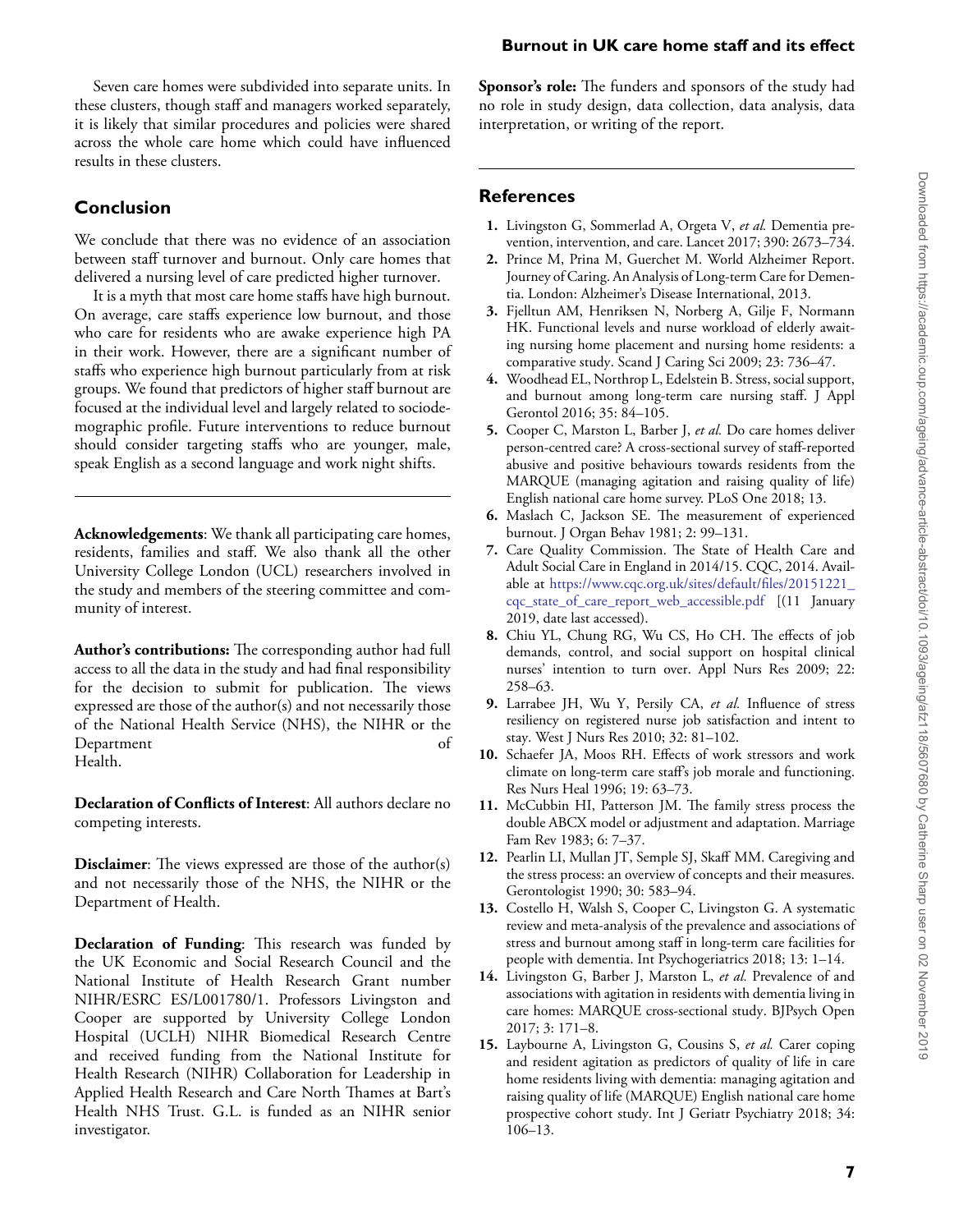Seven care homes were subdivided into separate units. In these clusters, though staff and managers worked separately, it is likely that similar procedures and policies were shared across the whole care home which could have influenced results in these clusters.

## Conclusion

We conclude that there was no evidence of an association between staff turnover and burnout. Only care homes that delivered a nursing level of care predicted higher turnover.

It is a myth that most care home staffs have high burnout. On average, care staffs experience low burnout, and those who care for residents who are awake experience high PA in their work. However, there are a significant number of staffs who experience high burnout particularly from at risk groups. We found that predictors of higher staff burnout are focused at the individual level and largely related to sociodemographic profile. Future interventions to reduce burnout should consider targeting staffs who are younger, male, speak English as a second language and work night shifts.

**Acknowledgements**: We thank all participating care homes, residents, families and staff. We also thank all the other University College London (UCL) researchers involved in the study and members of the steering committee and community of interest.

**Author's contributions:** The corresponding author had full access to all the data in the study and had final responsibility for the decision to submit for publication. The views expressed are those of the author(s) and not necessarily those of the National Health Service (NHS), the NIHR or the Department of Health.

**Declaration of Conflicts of Interest**: All authors declare no competing interests.

**Disclaimer**: The views expressed are those of the author(s) and not necessarily those of the NHS, the NIHR or the Department of Health.

**Declaration of Funding**: This research was funded by the UK Economic and Social Research Council and the National Institute of Health Research Grant number NIHR/ESRC ES/L001780/1. Professors Livingston and Cooper are supported by University College London Hospital (UCLH) NIHR Biomedical Research Centre and received funding from the National Institute for Health Research (NIHR) Collaboration for Leadership in Applied Health Research and Care North Thames at Bart's Health NHS Trust. G.L. is funded as an NIHR senior investigator.

**Sponsor's role:** The funders and sponsors of the study had no role in study design, data collection, data analysis, data interpretation, or writing of the report.

## References

1. Livingston G, Sommerlad A, Orgeta V, *et al.* Dementia prevention, intervention, and care. Lancet 2017; 390: 2673–734.
2. Prince M, Prina M, Guerchet M. World Alzheimer Report. Journey of Caring. An Analysis of Long-term Care for Dementia. London: Alzheimer's Disease International, 2013.
3. Fjelltun AM, Henriksen N, Norberg A, Gilje F, Normann HK. Functional levels and nurse workload of elderly awaiting nursing home placement and nursing home residents: a comparative study. Scand J Caring Sci 2009; 23: 736–47.
4. Woodhead EL, Northrop L, Edelstein B. Stress, social support, and burnout among long-term care nursing staff. J Appl Gerontol 2016; 35: 84–105.
5. Cooper C, Marston L, Barber J, *et al.* Do care homes deliver person-centred care? A cross-sectional survey of staff-reported abusive and positive behaviours towards residents from the MARQUE (managing agitation and raising quality of life) English national care home survey. PLoS One 2018; 13.
6. Maslach C, Jackson SE. The measurement of experienced burnout. J Organ Behav 1981; 2: 99–131.
7. Care Quality Commission. The State of Health Care and Adult Social Care in England in 2014/15. CQC, 2014. Available at https://www.cqc.org.uk/sites/default/files/20151221_cqc_state_of_care_report_web_accessible.pdf [(11 January 2019, date last accessed).
8. Chiu YL, Chung RG, Wu CS, Ho CH. The effects of job demands, control, and social support on hospital clinical nurses' intention to turn over. Appl Nurs Res 2009; 22: 258–63.
9. Larrabee JH, Wu Y, Persily CA, *et al.* Influence of stress resiliency on registered nurse job satisfaction and intent to stay. West J Nurs Res 2010; 32: 81–102.
10. Schaefer JA, Moos RH. Effects of work stressors and work climate on long-term care staff's job morale and functioning. Res Nurs Heal 1996; 19: 63–73.
11. McCubbin HI, Patterson JM. The family stress process the double ABCX model or adjustment and adaptation. Marriage Fam Rev 1983; 6: 7–37.
12. Pearlin LI, Mullan JT, Semple SJ, Skaff MM. Caregiving and the stress process: an overview of concepts and their measures. Gerontologist 1990; 30: 583–94.
13. Costello H, Walsh S, Cooper C, Livingston G. A systematic review and meta-analysis of the prevalence and associations of stress and burnout among staff in long-term care facilities for people with dementia. Int Psychogeriatrics 2018; 13: 1–14.
14. Livingston G, Barber J, Marston L, *et al.* Prevalence of and associations with agitation in residents with dementia living in care homes: MARQUE cross-sectional study. BJPsych Open 2017; 3: 171–8.
15. Laybourne A, Livingston G, Cousins S, *et al.* Carer coping and resident agitation as predictors of quality of life in care home residents living with dementia: managing agitation and raising quality of life (MARQUE) English national care home prospective cohort study. Int J Geriatr Psychiatry 2018; 34: 106–13.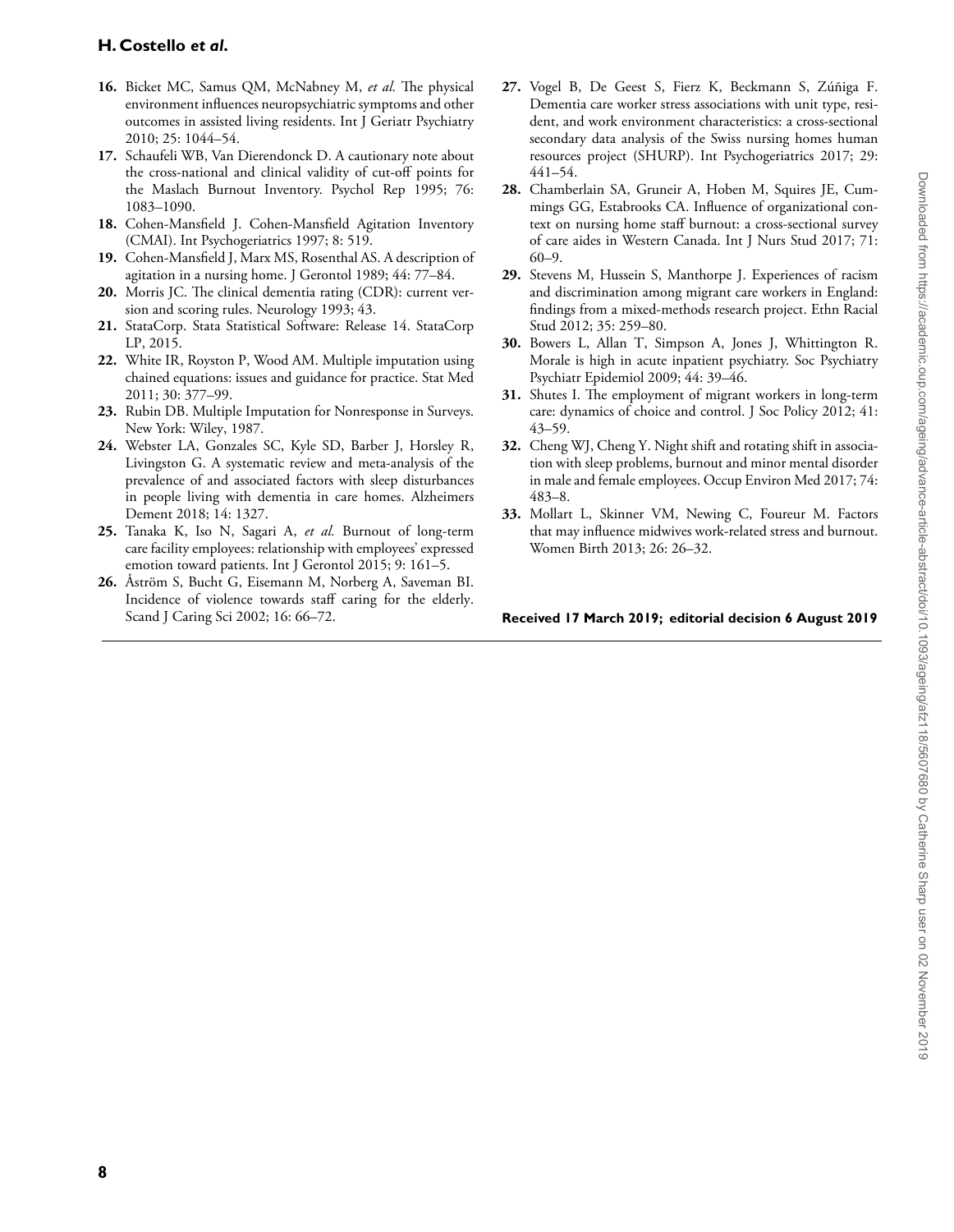16. Bicket MC, Samus QM, McNabney M, *et al.* The physical environment influences neuropsychiatric symptoms and other outcomes in assisted living residents. Int J Geriatr Psychiatry 2010; 25: 1044–54.
17. Schaufeli WB, Van Dierendonck D. A cautionary note about the cross-national and clinical validity of cut-off points for the Maslach Burnout Inventory. Psychol Rep 1995; 76: 1083–1090.
18. Cohen-Mansfield J. Cohen-Mansfield Agitation Inventory (CMAI). Int Psychogeriatrics 1997; 8: 519.
19. Cohen-Mansfield J, Marx MS, Rosenthal AS. A description of agitation in a nursing home. J Gerontol 1989; 44: 77–84.
20. Morris JC. The clinical dementia rating (CDR): current version and scoring rules. Neurology 1993; 43.
21. StataCorp. Stata Statistical Software: Release 14. StataCorp LP, 2015.
22. White IR, Royston P, Wood AM. Multiple imputation using chained equations: issues and guidance for practice. Stat Med 2011; 30: 377–99.
23. Rubin DB. Multiple Imputation for Nonresponse in Surveys. New York: Wiley, 1987.
24. Webster LA, Gonzales SC, Kyle SD, Barber J, Horsley R, Livingston G. A systematic review and meta-analysis of the prevalence of and associated factors with sleep disturbances in people living with dementia in care homes. Alzheimers Dement 2018; 14: 1327.
25. Tanaka K, Iso N, Sagari A, *et al.* Burnout of long-term care facility employees: relationship with employees' expressed emotion toward patients. Int J Gerontol 2015; 9: 161–5.
26. Åström S, Bucht G, Eisemann M, Norberg A, Saveman BI. Incidence of violence towards staff caring for the elderly. Scand J Caring Sci 2002; 16: 66–72.
27. Vogel B, De Geest S, Fierz K, Beckmann S, Zúñiga F. Dementia care worker stress associations with unit type, resident, and work environment characteristics: a cross-sectional secondary data analysis of the Swiss nursing homes human resources project (SHURP). Int Psychogeriatrics 2017; 29: 441–54.
28. Chamberlain SA, Gruneir A, Hoben M, Squires JE, Cummings GG, Estabrooks CA. Influence of organizational context on nursing home staff burnout: a cross-sectional survey of care aides in Western Canada. Int J Nurs Stud 2017; 71: 60–9.
29. Stevens M, Hussein S, Manthorpe J. Experiences of racism and discrimination among migrant care workers in England: findings from a mixed-methods research project. Ethn Racial Stud 2012; 35: 259–80.
30. Bowers L, Allan T, Simpson A, Jones J, Whittington R. Morale is high in acute inpatient psychiatry. Soc Psychiatry Psychiatr Epidemiol 2009; 44: 39–46.
31. Shutes I. The employment of migrant workers in long-term care: dynamics of choice and control. J Soc Policy 2012; 41: 43–59.
32. Cheng WJ, Cheng Y. Night shift and rotating shift in association with sleep problems, burnout and minor mental disorder in male and female employees. Occup Environ Med 2017; 74: 483–8.
33. Mollart L, Skinner VM, Newing C, Foureur M. Factors that may influence midwives work-related stress and burnout. Women Birth 2013; 26: 26–32.

**Received 17 March 2019; editorial decision 6 August 2019**